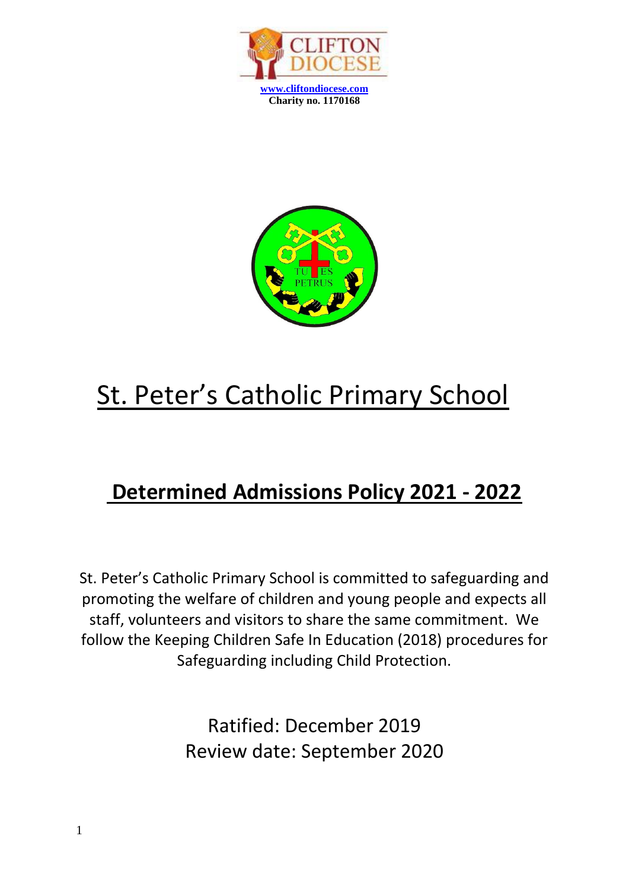www.cliftondiocese.com
**Charity no. 1170168**

# St. Peter's Catholic Primary School

## Determined Admissions Policy 2021 - 2022

St. Peter's Catholic Primary School is committed to safeguarding and promoting the welfare of children and young people and expects all staff, volunteers and visitors to share the same commitment. We follow the Keeping Children Safe In Education (2018) procedures for Safeguarding including Child Protection.

Ratified: December 2019
Review date: September 2020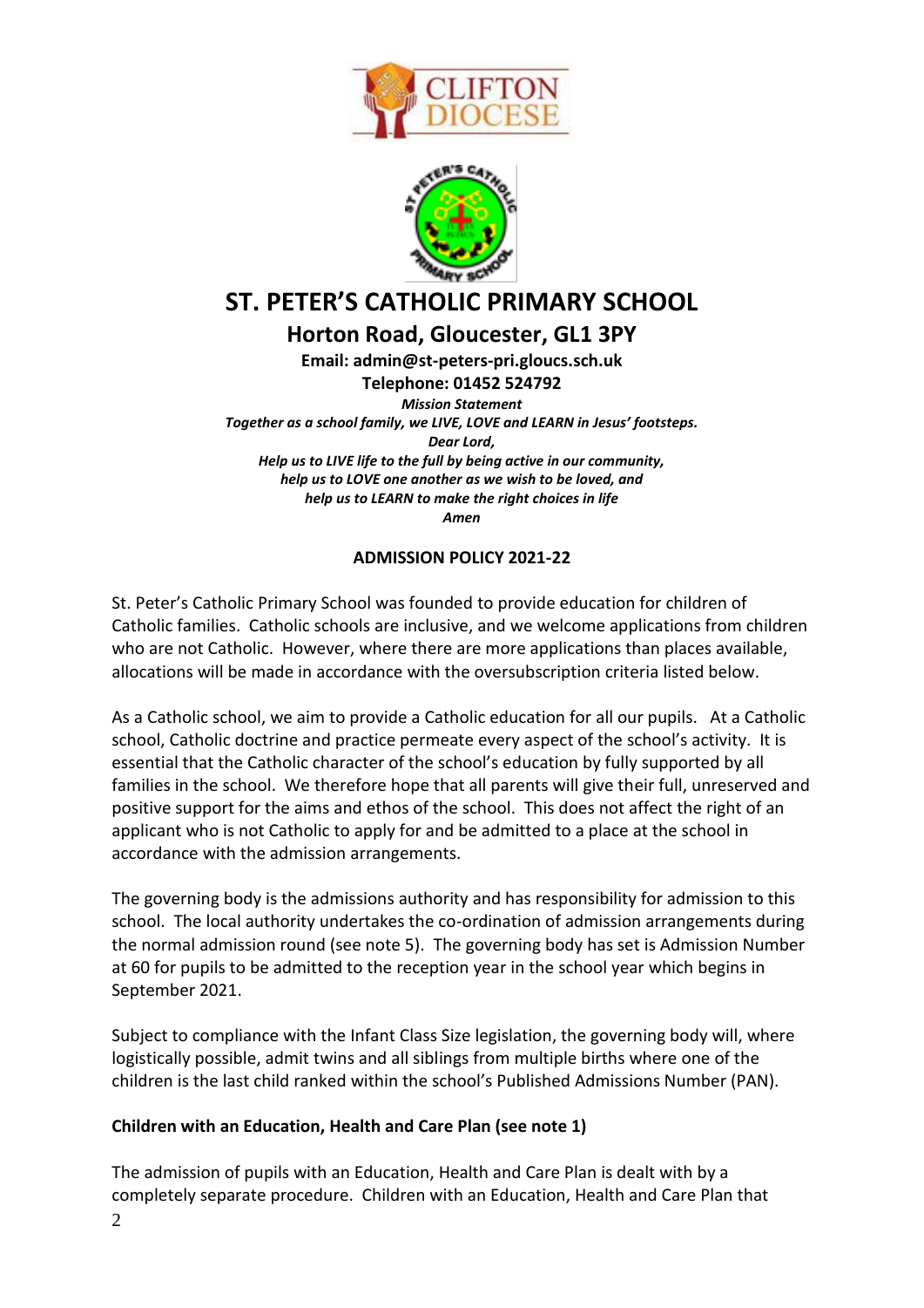# ST. PETER'S CATHOLIC PRIMARY SCHOOL

## Horton Road, Gloucester, GL1 3PY

**Email: admin@st-peters-pri.gloucs.sch.uk**
**Telephone: 01452 524792**

***Mission Statement***
***Together as a school family, we LIVE, LOVE and LEARN in Jesus' footsteps.***
***Dear Lord,***
***Help us to LIVE life to the full by being active in our community,***
***help us to LOVE one another as we wish to be loved, and***
***help us to LEARN to make the right choices in life***
***Amen***

**ADMISSION POLICY 2021-22**

St. Peter's Catholic Primary School was founded to provide education for children of Catholic families. Catholic schools are inclusive, and we welcome applications from children who are not Catholic. However, where there are more applications than places available, allocations will be made in accordance with the oversubscription criteria listed below.

As a Catholic school, we aim to provide a Catholic education for all our pupils. At a Catholic school, Catholic doctrine and practice permeate every aspect of the school's activity. It is essential that the Catholic character of the school's education by fully supported by all families in the school. We therefore hope that all parents will give their full, unreserved and positive support for the aims and ethos of the school. This does not affect the right of an applicant who is not Catholic to apply for and be admitted to a place at the school in accordance with the admission arrangements.

The governing body is the admissions authority and has responsibility for admission to this school. The local authority undertakes the co-ordination of admission arrangements during the normal admission round (see note 5). The governing body has set is Admission Number at 60 for pupils to be admitted to the reception year in the school year which begins in September 2021.

Subject to compliance with the Infant Class Size legislation, the governing body will, where logistically possible, admit twins and all siblings from multiple births where one of the children is the last child ranked within the school's Published Admissions Number (PAN).

**Children with an Education, Health and Care Plan (see note 1)**

The admission of pupils with an Education, Health and Care Plan is dealt with by a completely separate procedure. Children with an Education, Health and Care Plan that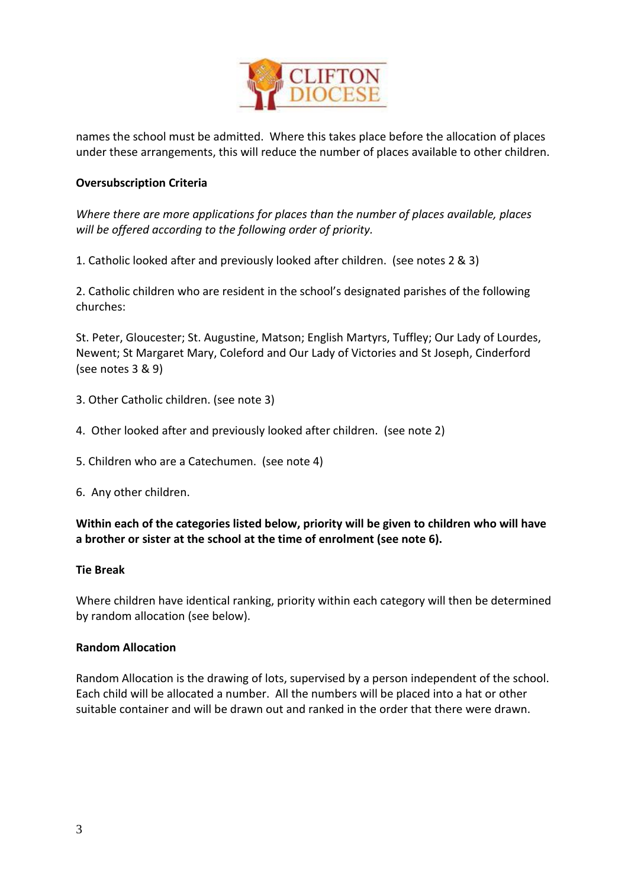names the school must be admitted. Where this takes place before the allocation of places under these arrangements, this will reduce the number of places available to other children.

**Oversubscription Criteria**

*Where there are more applications for places than the number of places available, places will be offered according to the following order of priority.*

1. Catholic looked after and previously looked after children. (see notes 2 & 3)

2. Catholic children who are resident in the school's designated parishes of the following churches:

St. Peter, Gloucester; St. Augustine, Matson; English Martyrs, Tuffley; Our Lady of Lourdes, Newent; St Margaret Mary, Coleford and Our Lady of Victories and St Joseph, Cinderford (see notes 3 & 9)

3. Other Catholic children. (see note 3)

4. Other looked after and previously looked after children. (see note 2)

5. Children who are a Catechumen. (see note 4)

6. Any other children.

**Within each of the categories listed below, priority will be given to children who will have a brother or sister at the school at the time of enrolment (see note 6).**

**Tie Break**

Where children have identical ranking, priority within each category will then be determined by random allocation (see below).

**Random Allocation**

Random Allocation is the drawing of lots, supervised by a person independent of the school. Each child will be allocated a number. All the numbers will be placed into a hat or other suitable container and will be drawn out and ranked in the order that there were drawn.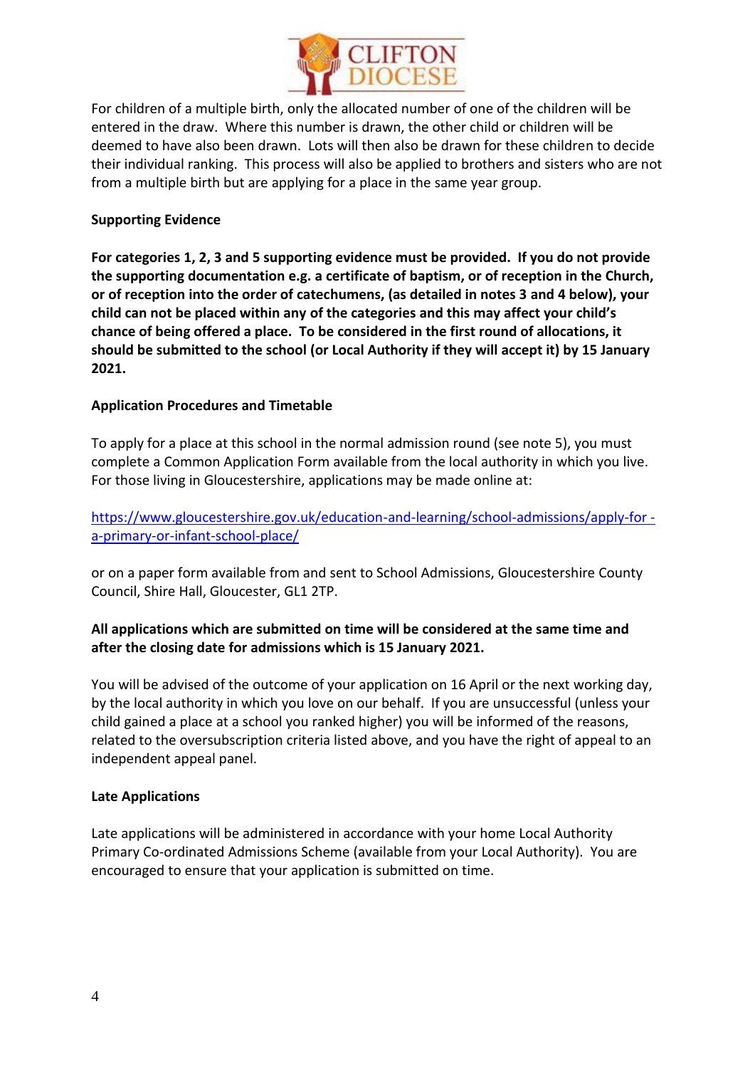For children of a multiple birth, only the allocated number of one of the children will be entered in the draw. Where this number is drawn, the other child or children will be deemed to have also been drawn. Lots will then also be drawn for these children to decide their individual ranking. This process will also be applied to brothers and sisters who are not from a multiple birth but are applying for a place in the same year group.

**Supporting Evidence**

**For categories 1, 2, 3 and 5 supporting evidence must be provided. If you do not provide the supporting documentation e.g. a certificate of baptism, or of reception in the Church, or of reception into the order of catechumens, (as detailed in notes 3 and 4 below), your child can not be placed within any of the categories and this may affect your child's chance of being offered a place. To be considered in the first round of allocations, it should be submitted to the school (or Local Authority if they will accept it) by 15 January 2021.**

**Application Procedures and Timetable**

To apply for a place at this school in the normal admission round (see note 5), you must complete a Common Application Form available from the local authority in which you live. For those living in Gloucestershire, applications may be made online at:

[https://www.gloucestershire.gov.uk/education-and-learning/school-admissions/apply-for -a-primary-or-infant-school-place/](https://www.gloucestershire.gov.uk/education-and-learning/school-admissions/apply-for-a-primary-or-infant-school-place/)

or on a paper form available from and sent to School Admissions, Gloucestershire County Council, Shire Hall, Gloucester, GL1 2TP.

**All applications which are submitted on time will be considered at the same time and after the closing date for admissions which is 15 January 2021.**

You will be advised of the outcome of your application on 16 April or the next working day, by the local authority in which you love on our behalf. If you are unsuccessful (unless your child gained a place at a school you ranked higher) you will be informed of the reasons, related to the oversubscription criteria listed above, and you have the right of appeal to an independent appeal panel.

**Late Applications**

Late applications will be administered in accordance with your home Local Authority Primary Co-ordinated Admissions Scheme (available from your Local Authority). You are encouraged to ensure that your application is submitted on time.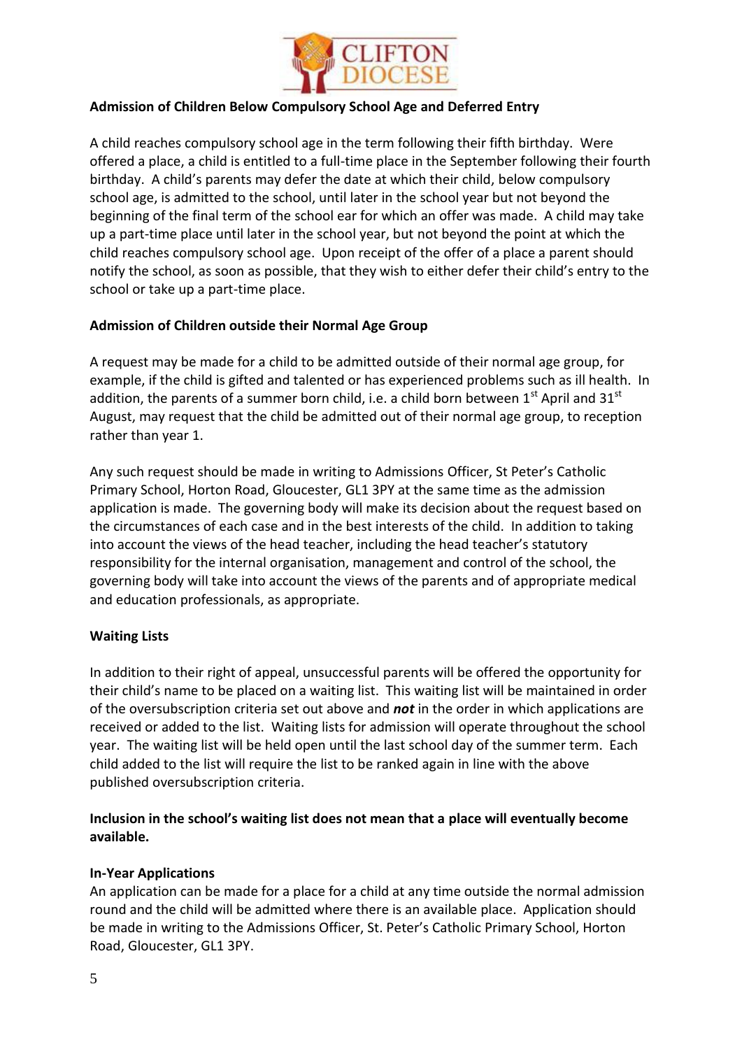**Admission of Children Below Compulsory School Age and Deferred Entry**

A child reaches compulsory school age in the term following their fifth birthday. Were offered a place, a child is entitled to a full-time place in the September following their fourth birthday. A child's parents may defer the date at which their child, below compulsory school age, is admitted to the school, until later in the school year but not beyond the beginning of the final term of the school ear for which an offer was made. A child may take up a part-time place until later in the school year, but not beyond the point at which the child reaches compulsory school age. Upon receipt of the offer of a place a parent should notify the school, as soon as possible, that they wish to either defer their child's entry to the school or take up a part-time place.

**Admission of Children outside their Normal Age Group**

A request may be made for a child to be admitted outside of their normal age group, for example, if the child is gifted and talented or has experienced problems such as ill health. In addition, the parents of a summer born child, i.e. a child born between 1st April and 31st August, may request that the child be admitted out of their normal age group, to reception rather than year 1.

Any such request should be made in writing to Admissions Officer, St Peter's Catholic Primary School, Horton Road, Gloucester, GL1 3PY at the same time as the admission application is made. The governing body will make its decision about the request based on the circumstances of each case and in the best interests of the child. In addition to taking into account the views of the head teacher, including the head teacher's statutory responsibility for the internal organisation, management and control of the school, the governing body will take into account the views of the parents and of appropriate medical and education professionals, as appropriate.

**Waiting Lists**

In addition to their right of appeal, unsuccessful parents will be offered the opportunity for their child's name to be placed on a waiting list. This waiting list will be maintained in order of the oversubscription criteria set out above and ***not*** in the order in which applications are received or added to the list. Waiting lists for admission will operate throughout the school year. The waiting list will be held open until the last school day of the summer term. Each child added to the list will require the list to be ranked again in line with the above published oversubscription criteria.

**Inclusion in the school's waiting list does not mean that a place will eventually become available.**

**In-Year Applications**

An application can be made for a place for a child at any time outside the normal admission round and the child will be admitted where there is an available place. Application should be made in writing to the Admissions Officer, St. Peter's Catholic Primary School, Horton Road, Gloucester, GL1 3PY.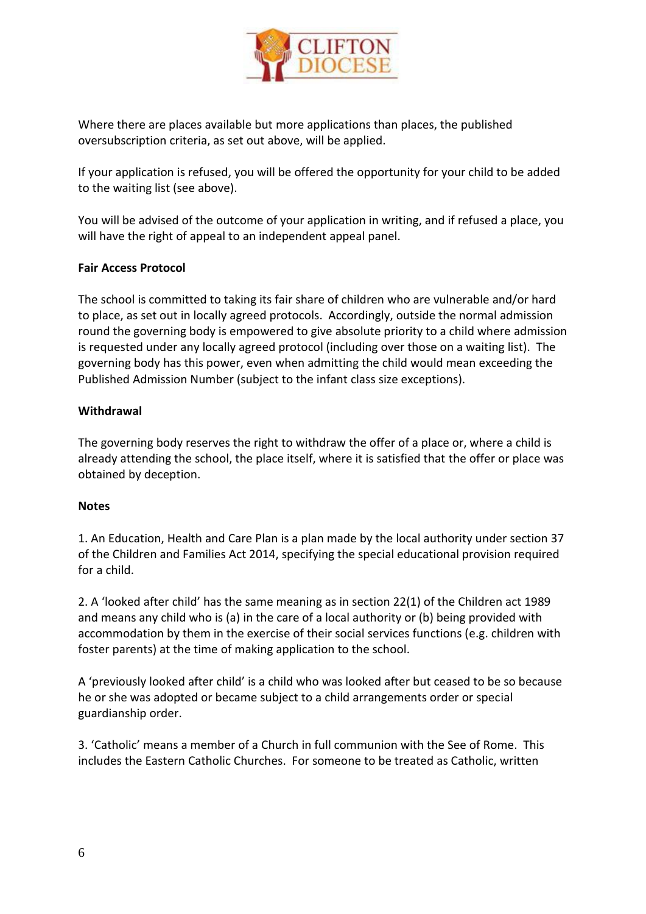Where there are places available but more applications than places, the published oversubscription criteria, as set out above, will be applied.

If your application is refused, you will be offered the opportunity for your child to be added to the waiting list (see above).

You will be advised of the outcome of your application in writing, and if refused a place, you will have the right of appeal to an independent appeal panel.

**Fair Access Protocol**

The school is committed to taking its fair share of children who are vulnerable and/or hard to place, as set out in locally agreed protocols. Accordingly, outside the normal admission round the governing body is empowered to give absolute priority to a child where admission is requested under any locally agreed protocol (including over those on a waiting list). The governing body has this power, even when admitting the child would mean exceeding the Published Admission Number (subject to the infant class size exceptions).

**Withdrawal**

The governing body reserves the right to withdraw the offer of a place or, where a child is already attending the school, the place itself, where it is satisfied that the offer or place was obtained by deception.

**Notes**

1. An Education, Health and Care Plan is a plan made by the local authority under section 37 of the Children and Families Act 2014, specifying the special educational provision required for a child.

2. A 'looked after child' has the same meaning as in section 22(1) of the Children act 1989 and means any child who is (a) in the care of a local authority or (b) being provided with accommodation by them in the exercise of their social services functions (e.g. children with foster parents) at the time of making application to the school.

A 'previously looked after child' is a child who was looked after but ceased to be so because he or she was adopted or became subject to a child arrangements order or special guardianship order.

3. 'Catholic' means a member of a Church in full communion with the See of Rome. This includes the Eastern Catholic Churches. For someone to be treated as Catholic, written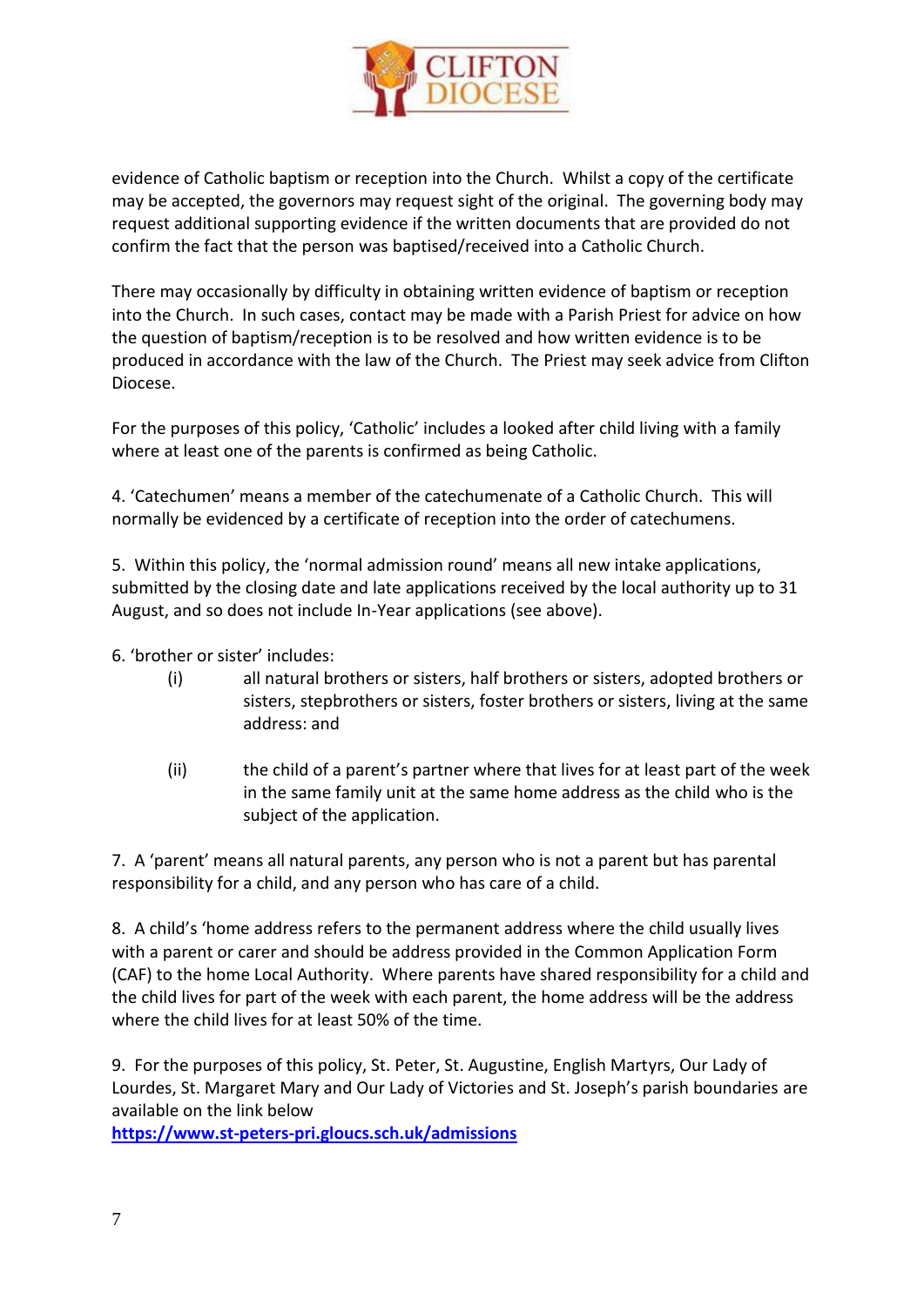evidence of Catholic baptism or reception into the Church. Whilst a copy of the certificate may be accepted, the governors may request sight of the original. The governing body may request additional supporting evidence if the written documents that are provided do not confirm the fact that the person was baptised/received into a Catholic Church.

There may occasionally by difficulty in obtaining written evidence of baptism or reception into the Church. In such cases, contact may be made with a Parish Priest for advice on how the question of baptism/reception is to be resolved and how written evidence is to be produced in accordance with the law of the Church. The Priest may seek advice from Clifton Diocese.

For the purposes of this policy, 'Catholic' includes a looked after child living with a family where at least one of the parents is confirmed as being Catholic.

4. 'Catechumen' means a member of the catechumenate of a Catholic Church. This will normally be evidenced by a certificate of reception into the order of catechumens.

5. Within this policy, the 'normal admission round' means all new intake applications, submitted by the closing date and late applications received by the local authority up to 31 August, and so does not include In-Year applications (see above).

6. 'brother or sister' includes:

(i) all natural brothers or sisters, half brothers or sisters, adopted brothers or sisters, stepbrothers or sisters, foster brothers or sisters, living at the same address: and

(ii) the child of a parent's partner where that lives for at least part of the week in the same family unit at the same home address as the child who is the subject of the application.

7. A 'parent' means all natural parents, any person who is not a parent but has parental responsibility for a child, and any person who has care of a child.

8. A child's 'home address refers to the permanent address where the child usually lives with a parent or carer and should be address provided in the Common Application Form (CAF) to the home Local Authority. Where parents have shared responsibility for a child and the child lives for part of the week with each parent, the home address will be the address where the child lives for at least 50% of the time.

9. For the purposes of this policy, St. Peter, St. Augustine, English Martyrs, Our Lady of Lourdes, St. Margaret Mary and Our Lady of Victories and St. Joseph's parish boundaries are available on the link below
**https://www.st-peters-pri.gloucs.sch.uk/admissions**